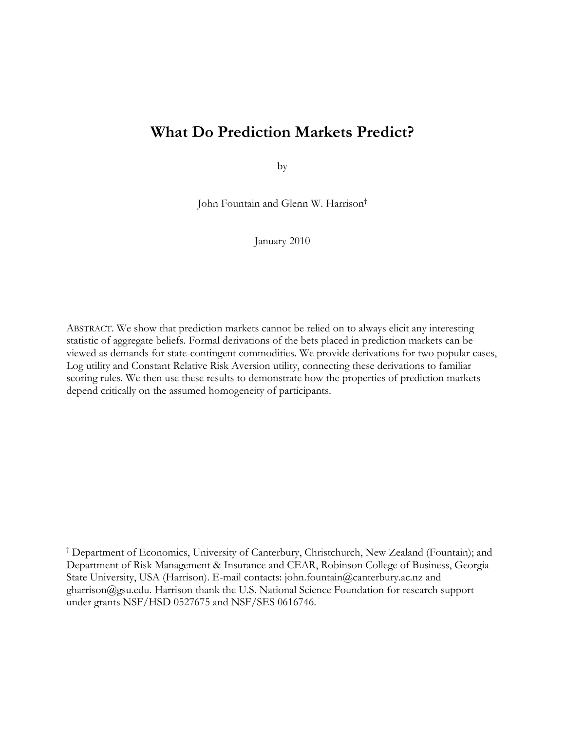# What Do Prediction Markets Predict?

by

John Fountain and Glenn W. Harrison[†]

January 2010

ABSTRACT. We show that prediction markets cannot be relied on to always elicit any interesting statistic of aggregate beliefs. Formal derivations of the bets placed in prediction markets can be viewed as demands for state-contingent commodities. We provide derivations for two popular cases, Log utility and Constant Relative Risk Aversion utility, connecting these derivations to familiar scoring rules. We then use these results to demonstrate how the properties of prediction markets depend critically on the assumed homogeneity of participants.

[†] Department of Economics, University of Canterbury, Christchurch, New Zealand (Fountain); and Department of Risk Management & Insurance and CEAR, Robinson College of Business, Georgia State University, USA (Harrison). E-mail contacts: john.fountain@canterbury.ac.nz and gharrison@gsu.edu. Harrison thank the U.S. National Science Foundation for research support under grants NSF/HSD 0527675 and NSF/SES 0616746.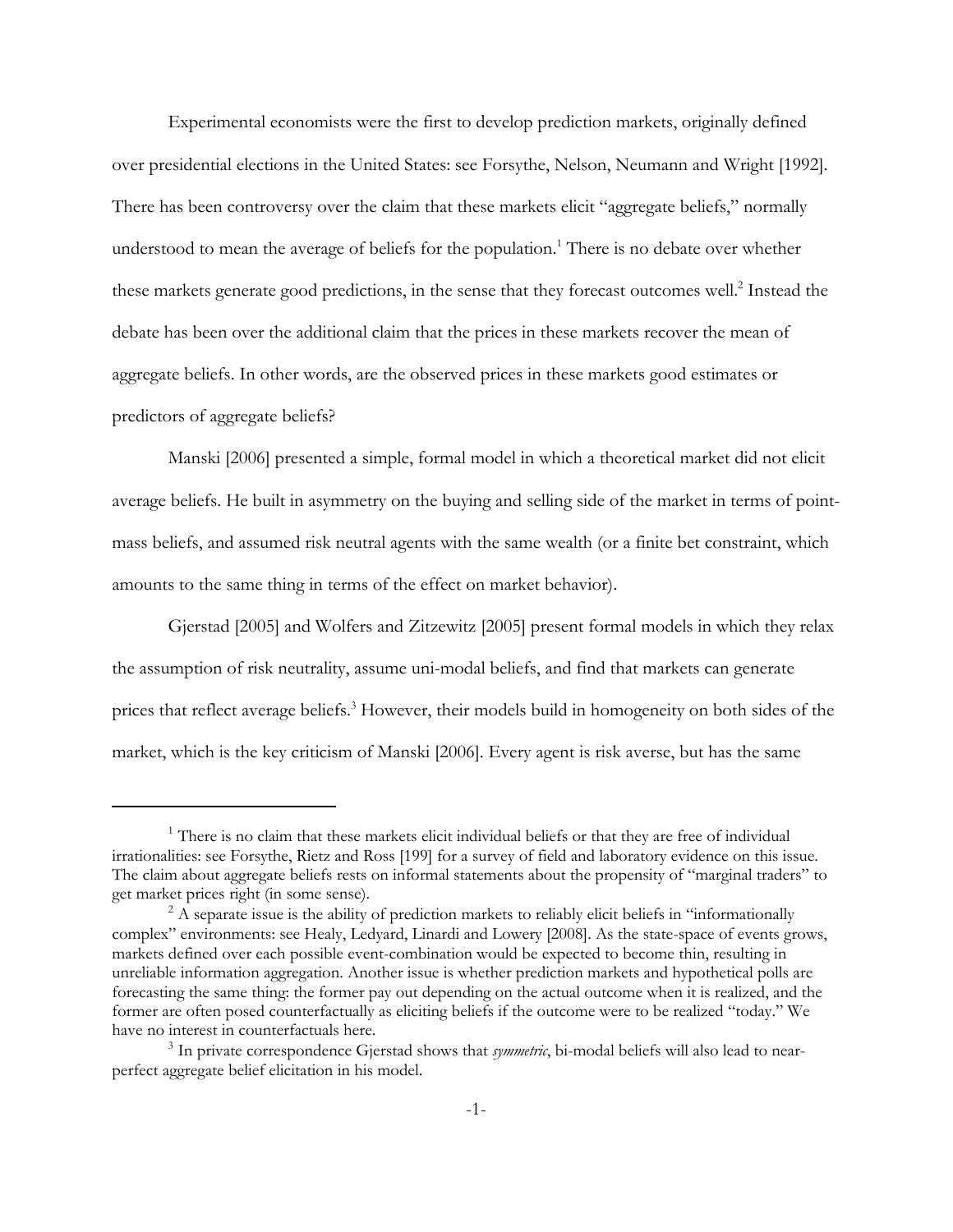Experimental economists were the first to develop prediction markets, originally defined over presidential elections in the United States: see Forsythe, Nelson, Neumann and Wright [1992]. There has been controversy over the claim that these markets elicit "aggregate beliefs," normally understood to mean the average of beliefs for the population.[1] There is no debate over whether these markets generate good predictions, in the sense that they forecast outcomes well.[2] Instead the debate has been over the additional claim that the prices in these markets recover the mean of aggregate beliefs. In other words, are the observed prices in these markets good estimates or predictors of aggregate beliefs?

Manski [2006] presented a simple, formal model in which a theoretical market did not elicit average beliefs. He built in asymmetry on the buying and selling side of the market in terms of point-mass beliefs, and assumed risk neutral agents with the same wealth (or a finite bet constraint, which amounts to the same thing in terms of the effect on market behavior).

Gjerstad [2005] and Wolfers and Zitzewitz [2005] present formal models in which they relax the assumption of risk neutrality, assume uni-modal beliefs, and find that markets can generate prices that reflect average beliefs.[3] However, their models build in homogeneity on both sides of the market, which is the key criticism of Manski [2006]. Every agent is risk averse, but has the same

---

[1] There is no claim that these markets elicit individual beliefs or that they are free of individual irrationalities: see Forsythe, Rietz and Ross [199] for a survey of field and laboratory evidence on this issue. The claim about aggregate beliefs rests on informal statements about the propensity of "marginal traders" to get market prices right (in some sense).

[2] A separate issue is the ability of prediction markets to reliably elicit beliefs in "informationally complex" environments: see Healy, Ledyard, Linardi and Lowery [2008]. As the state-space of events grows, markets defined over each possible event-combination would be expected to become thin, resulting in unreliable information aggregation. Another issue is whether prediction markets and hypothetical polls are forecasting the same thing: the former pay out depending on the actual outcome when it is realized, and the former are often posed counterfactually as eliciting beliefs if the outcome were to be realized "today." We have no interest in counterfactuals here.

[3] In private correspondence Gjerstad shows that *symmetric*, bi-modal beliefs will also lead to near-perfect aggregate belief elicitation in his model.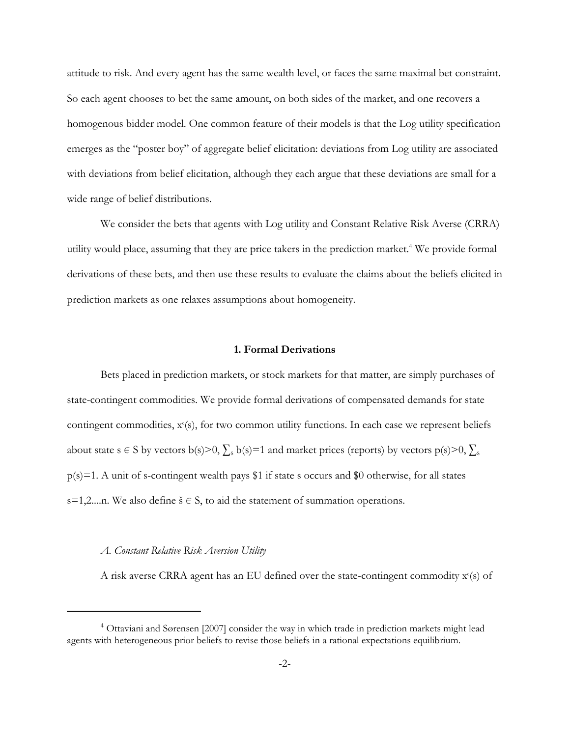attitude to risk. And every agent has the same wealth level, or faces the same maximal bet constraint. So each agent chooses to bet the same amount, on both sides of the market, and one recovers a homogenous bidder model. One common feature of their models is that the Log utility specification emerges as the "poster boy" of aggregate belief elicitation: deviations from Log utility are associated with deviations from belief elicitation, although they each argue that these deviations are small for a wide range of belief distributions.

We consider the bets that agents with Log utility and Constant Relative Risk Averse (CRRA) utility would place, assuming that they are price takers in the prediction market.[4] We provide formal derivations of these bets, and then use these results to evaluate the claims about the beliefs elicited in prediction markets as one relaxes assumptions about homogeneity.

## 1. Formal Derivations

Bets placed in prediction markets, or stock markets for that matter, are simply purchases of state-contingent commodities. We provide formal derivations of compensated demands for state contingent commodities, $x^c(s)$, for two common utility functions. In each case we represent beliefs about state $s \in S$ by vectors $b(s)>0$, $\sum_s b(s)=1$ and market prices (reports) by vectors $p(s)>0$, $\sum_s p(s)=1$. A unit of s-contingent wealth pays \$1 if state s occurs and \$0 otherwise, for all states $s=1,2....n$. We also define $\check{s} \in S$, to aid the statement of summation operations.

### *A. Constant Relative Risk Aversion Utility*

A risk averse CRRA agent has an EU defined over the state-contingent commodity $x^c(s)$ of

[4] Ottaviani and Sørensen [2007] consider the way in which trade in prediction markets might lead agents with heterogeneous prior beliefs to revise those beliefs in a rational expectations equilibrium.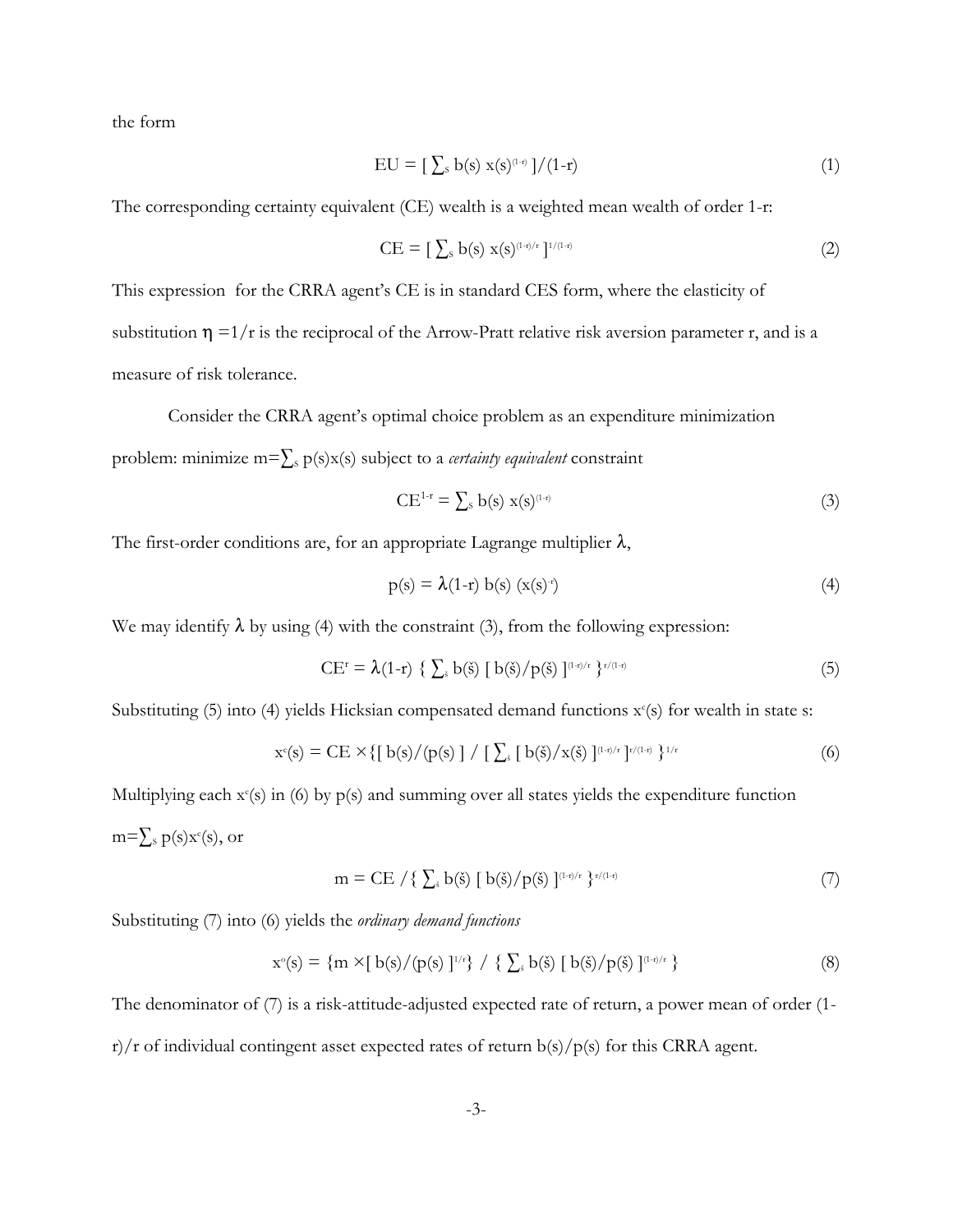the form

$$\text{EU} = [\ \textstyle\sum_s b(s)\ x(s)^{(1-r)}\ ]/(1\text{-}r) \tag{1}$$

The corresponding certainty equivalent (CE) wealth is a weighted mean wealth of order 1-r:

$$\text{CE} = [\ \textstyle\sum_s b(s)\ x(s)^{(1-r)/r}\ ]^{1/(1-r)} \tag{2}$$

This expression for the CRRA agent's CE is in standard CES form, where the elasticity of substitution $\eta = 1/r$ is the reciprocal of the Arrow-Pratt relative risk aversion parameter r, and is a measure of risk tolerance.

Consider the CRRA agent's optimal choice problem as an expenditure minimization problem: minimize $m = \sum_s p(s)x(s)$ subject to a *certainty equivalent* constraint

$$\text{CE}^{1-r} = \textstyle\sum_s b(s)\ x(s)^{(1-r)} \tag{3}$$

The first-order conditions are, for an appropriate Lagrange multiplier $\lambda$,

$$p(s) = \lambda(1\text{-}r)\ b(s)\ (x(s)^{-r}) \tag{4}$$

We may identify $\lambda$ by using (4) with the constraint (3), from the following expression:

$$\text{CE}^r = \lambda(1\text{-}r)\ \{\ \textstyle\sum_{\check{s}} b(\check{s})\ [\ b(\check{s})/p(\check{s})\ ]^{(1-r)/r}\ \}^{r/(1-r)} \tag{5}$$

Substituting (5) into (4) yields Hicksian compensated demand functions $x^c(s)$ for wealth in state s:

$$x^c(s) = \text{CE} \times \{[\ b(s)/(p(s)\ ]\ /\ [\ \textstyle\sum_{\check{s}} [\ b(\check{s})/x(\check{s})\ ]^{(1-r)/r}\ ]^{r/(1-r)}\ \}^{1/r} \tag{6}$$

Multiplying each $x^c(s)$ in (6) by p(s) and summing over all states yields the expenditure function $m = \sum_s p(s)x^c(s)$, or

$$m = \text{CE}\ /\{\ \textstyle\sum_{\check{s}} b(\check{s})\ [\ b(\check{s})/p(\check{s})\ ]^{(1-r)/r}\ \}^{r/(1-r)} \tag{7}$$

Substituting (7) into (6) yields the *ordinary demand functions*

$$x^o(s) = \{m \times [\ b(s)/(p(s)\ ]^{1/r}\}\ /\ \{\ \textstyle\sum_{\check{s}} b(\check{s})\ [\ b(\check{s})/p(\check{s})\ ]^{(1-r)/r}\ \} \tag{8}$$

The denominator of (7) is a risk-attitude-adjusted expected rate of return, a power mean of order (1-r)/r of individual contingent asset expected rates of return b(s)/p(s) for this CRRA agent.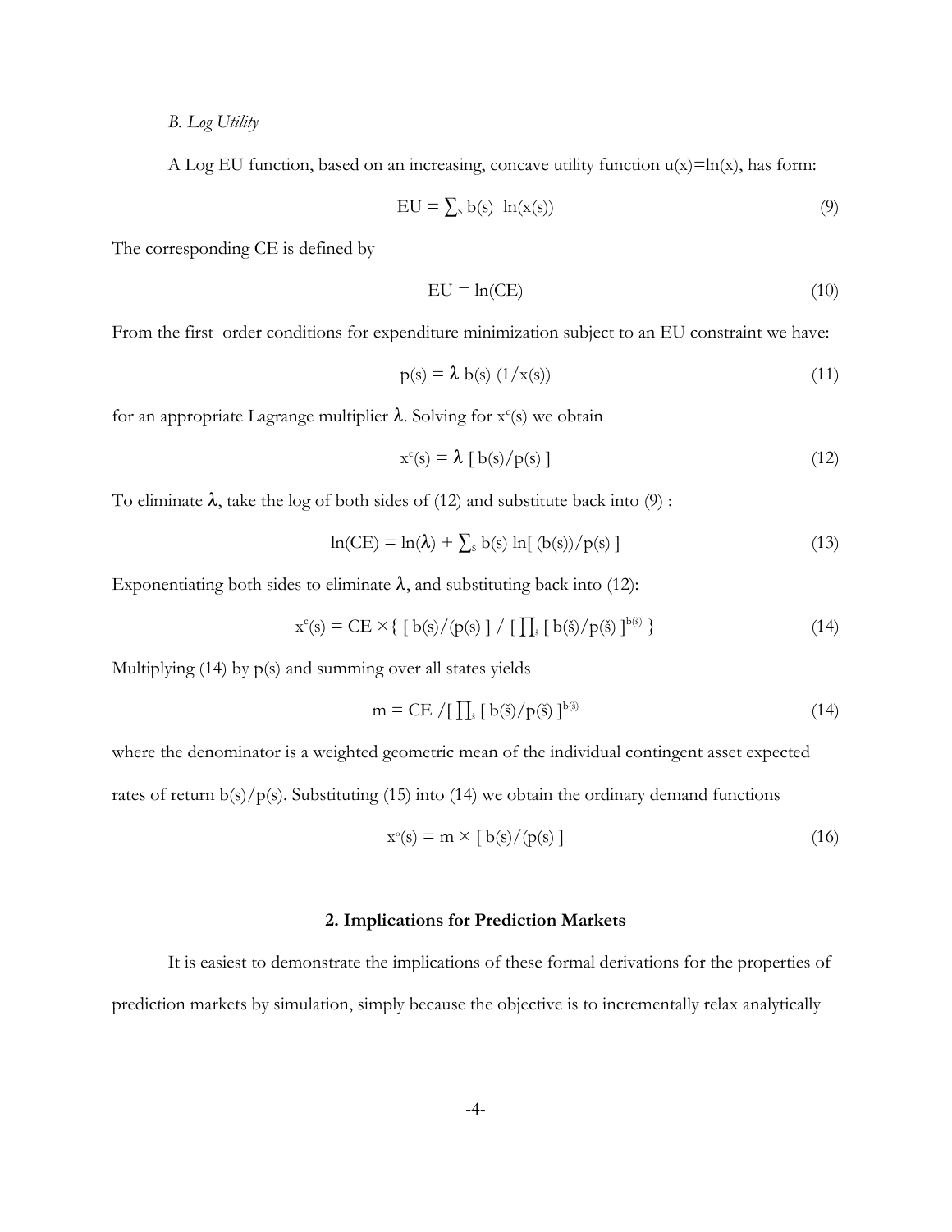*B. Log Utility*

A Log EU function, based on an increasing, concave utility function $u(x)=\ln(x)$, has form:

$$\text{EU} = \textstyle\sum_s b(s)\ \ln(x(s)) \tag{9}$$

The corresponding CE is defined by

$$\text{EU} = \ln(\text{CE}) \tag{10}$$

From the first order conditions for expenditure minimization subject to an EU constraint we have:

$$p(s) = \lambda\, b(s)\ (1/x(s)) \tag{11}$$

for an appropriate Lagrange multiplier $\lambda$. Solving for $x^c(s)$ we obtain

$$x^c(s) = \lambda\ [\, b(s)/p(s)\, ] \tag{12}$$

To eliminate $\lambda$, take the log of both sides of (12) and substitute back into (9) :

$$\ln(\text{CE}) = \ln(\lambda) + \textstyle\sum_s b(s) \ln[\, (b(s))/p(s)\, ] \tag{13}$$

Exponentiating both sides to eliminate $\lambda$, and substituting back into (12):

$$x^c(s) = \text{CE} \times \{\, [\, b(s)/(p(s)\, ] \,/\, [\, \textstyle\prod_{\check{s}} [\, b(\check{s})/p(\check{s})\, ]^{b(\check{s})}\, \} \tag{14}$$

Multiplying (14) by p(s) and summing over all states yields

$$m = \text{CE} \,/[\, \textstyle\prod_{\check{s}} [\, b(\check{s})/p(\check{s})\, ]^{b(\check{s})} \tag{14}$$

where the denominator is a weighted geometric mean of the individual contingent asset expected rates of return $b(s)/p(s)$. Substituting (15) into (14) we obtain the ordinary demand functions

$$x^o(s) = m \times [\, b(s)/(p(s)\, ] \tag{16}$$

## 2. Implications for Prediction Markets

It is easiest to demonstrate the implications of these formal derivations for the properties of prediction markets by simulation, simply because the objective is to incrementally relax analytically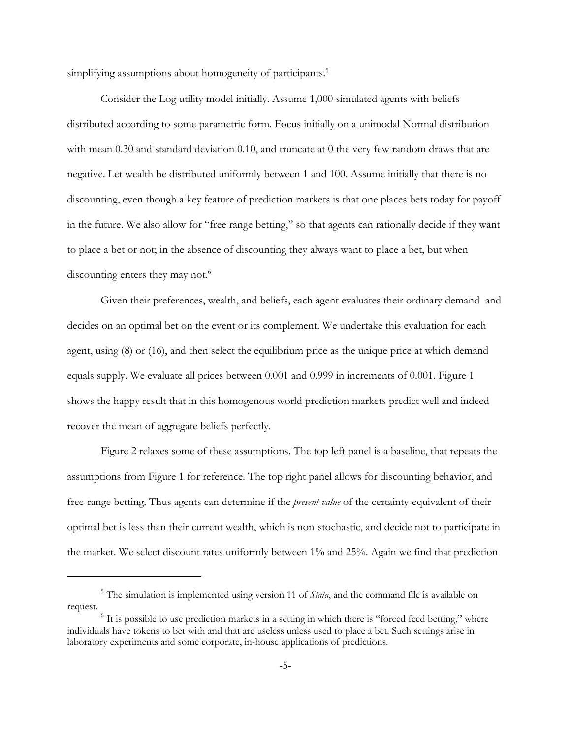simplifying assumptions about homogeneity of participants.[5]

Consider the Log utility model initially. Assume 1,000 simulated agents with beliefs distributed according to some parametric form. Focus initially on a unimodal Normal distribution with mean 0.30 and standard deviation 0.10, and truncate at 0 the very few random draws that are negative. Let wealth be distributed uniformly between 1 and 100. Assume initially that there is no discounting, even though a key feature of prediction markets is that one places bets today for payoff in the future. We also allow for "free range betting," so that agents can rationally decide if they want to place a bet or not; in the absence of discounting they always want to place a bet, but when discounting enters they may not.[6]

Given their preferences, wealth, and beliefs, each agent evaluates their ordinary demand and decides on an optimal bet on the event or its complement. We undertake this evaluation for each agent, using (8) or (16), and then select the equilibrium price as the unique price at which demand equals supply. We evaluate all prices between 0.001 and 0.999 in increments of 0.001. Figure 1 shows the happy result that in this homogenous world prediction markets predict well and indeed recover the mean of aggregate beliefs perfectly.

Figure 2 relaxes some of these assumptions. The top left panel is a baseline, that repeats the assumptions from Figure 1 for reference. The top right panel allows for discounting behavior, and free-range betting. Thus agents can determine if the *present value* of the certainty-equivalent of their optimal bet is less than their current wealth, which is non-stochastic, and decide not to participate in the market. We select discount rates uniformly between 1% and 25%. Again we find that prediction

---

[5] The simulation is implemented using version 11 of *Stata*, and the command file is available on request.

[6] It is possible to use prediction markets in a setting in which there is "forced feed betting," where individuals have tokens to bet with and that are useless unless used to place a bet. Such settings arise in laboratory experiments and some corporate, in-house applications of predictions.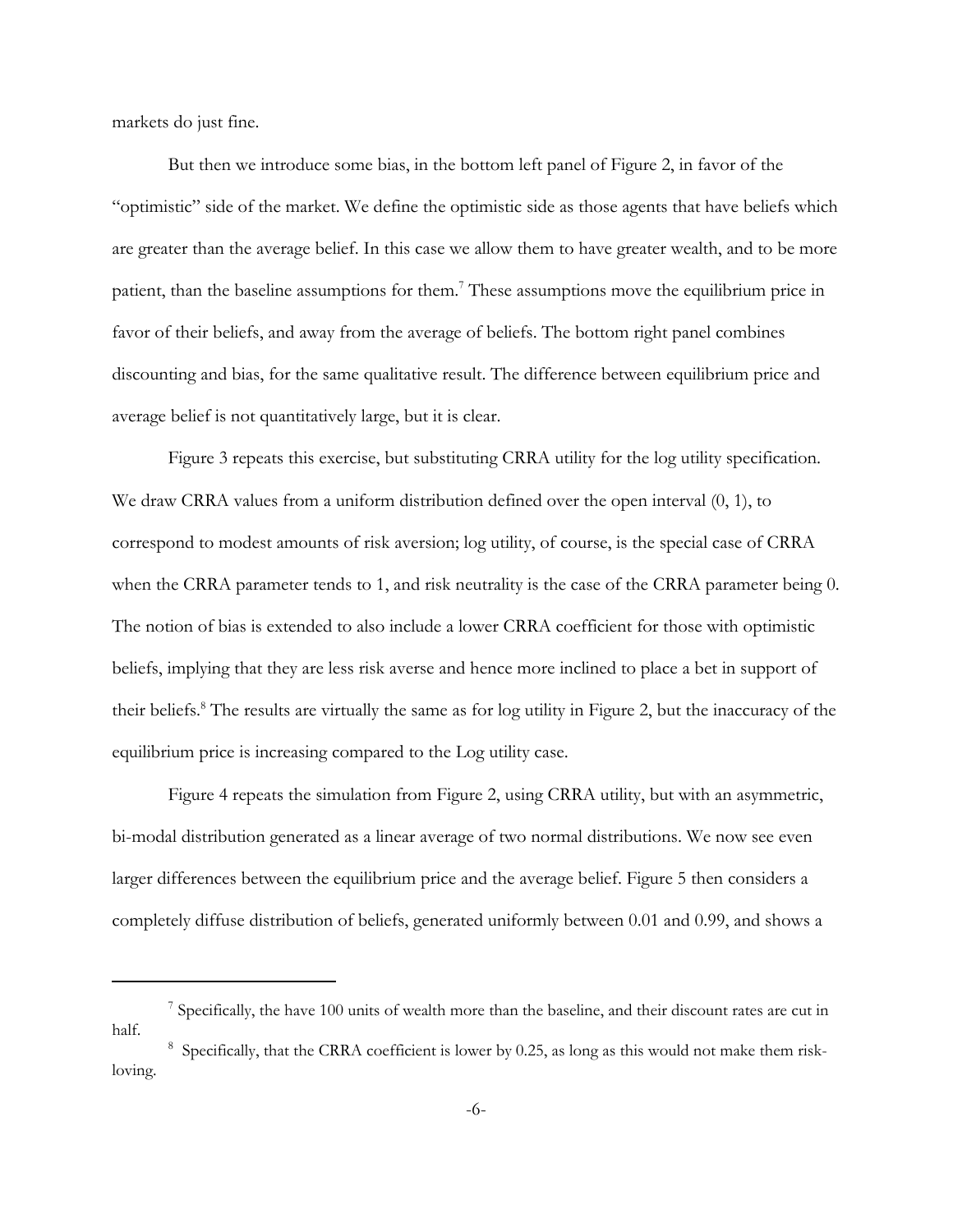markets do just fine.

But then we introduce some bias, in the bottom left panel of Figure 2, in favor of the "optimistic" side of the market. We define the optimistic side as those agents that have beliefs which are greater than the average belief. In this case we allow them to have greater wealth, and to be more patient, than the baseline assumptions for them.[7] These assumptions move the equilibrium price in favor of their beliefs, and away from the average of beliefs. The bottom right panel combines discounting and bias, for the same qualitative result. The difference between equilibrium price and average belief is not quantitatively large, but it is clear.

Figure 3 repeats this exercise, but substituting CRRA utility for the log utility specification. We draw CRRA values from a uniform distribution defined over the open interval (0, 1), to correspond to modest amounts of risk aversion; log utility, of course, is the special case of CRRA when the CRRA parameter tends to 1, and risk neutrality is the case of the CRRA parameter being 0. The notion of bias is extended to also include a lower CRRA coefficient for those with optimistic beliefs, implying that they are less risk averse and hence more inclined to place a bet in support of their beliefs.[8] The results are virtually the same as for log utility in Figure 2, but the inaccuracy of the equilibrium price is increasing compared to the Log utility case.

Figure 4 repeats the simulation from Figure 2, using CRRA utility, but with an asymmetric, bi-modal distribution generated as a linear average of two normal distributions. We now see even larger differences between the equilibrium price and the average belief. Figure 5 then considers a completely diffuse distribution of beliefs, generated uniformly between 0.01 and 0.99, and shows a

---

[7] Specifically, the have 100 units of wealth more than the baseline, and their discount rates are cut in half.

[8] Specifically, that the CRRA coefficient is lower by 0.25, as long as this would not make them risk-loving.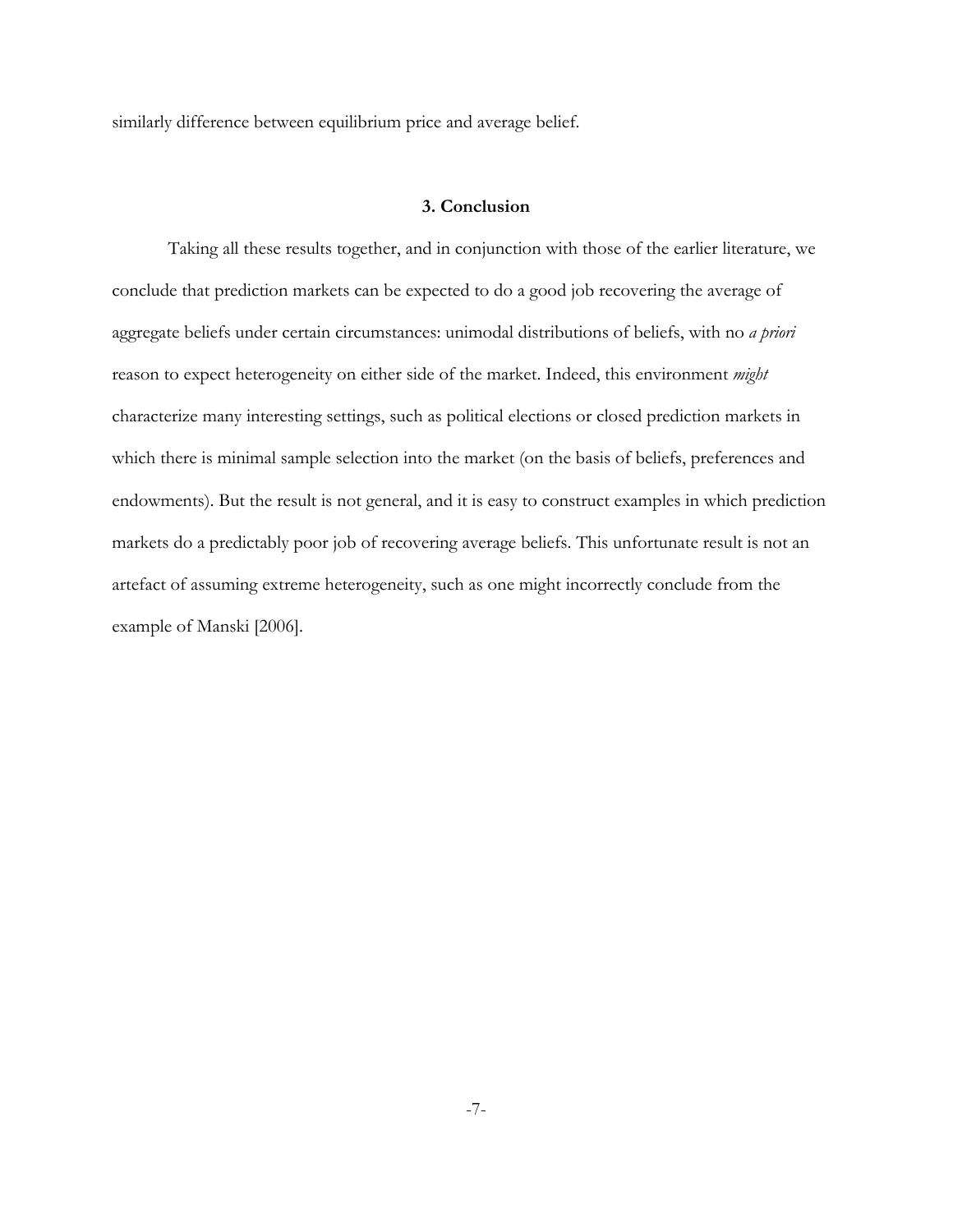similarly difference between equilibrium price and average belief.

## 3. Conclusion

Taking all these results together, and in conjunction with those of the earlier literature, we conclude that prediction markets can be expected to do a good job recovering the average of aggregate beliefs under certain circumstances: unimodal distributions of beliefs, with no *a priori* reason to expect heterogeneity on either side of the market. Indeed, this environment *might* characterize many interesting settings, such as political elections or closed prediction markets in which there is minimal sample selection into the market (on the basis of beliefs, preferences and endowments). But the result is not general, and it is easy to construct examples in which prediction markets do a predictably poor job of recovering average beliefs. This unfortunate result is not an artefact of assuming extreme heterogeneity, such as one might incorrectly conclude from the example of Manski [2006].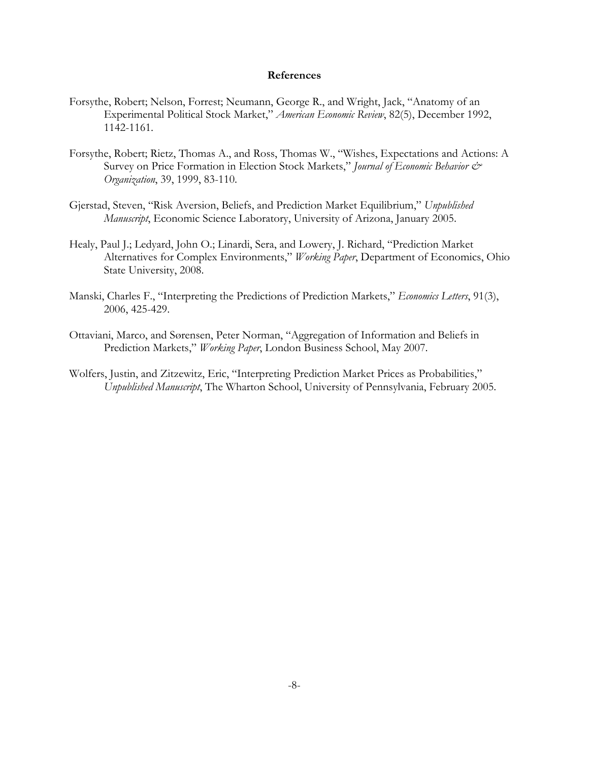## References

Forsythe, Robert; Nelson, Forrest; Neumann, George R., and Wright, Jack, "Anatomy of an Experimental Political Stock Market," *American Economic Review*, 82(5), December 1992, 1142-1161.

Forsythe, Robert; Rietz, Thomas A., and Ross, Thomas W., "Wishes, Expectations and Actions: A Survey on Price Formation in Election Stock Markets," *Journal of Economic Behavior & Organization*, 39, 1999, 83-110.

Gjerstad, Steven, "Risk Aversion, Beliefs, and Prediction Market Equilibrium," *Unpublished Manuscript*, Economic Science Laboratory, University of Arizona, January 2005.

Healy, Paul J.; Ledyard, John O.; Linardi, Sera, and Lowery, J. Richard, "Prediction Market Alternatives for Complex Environments," *Working Paper*, Department of Economics, Ohio State University, 2008.

Manski, Charles F., "Interpreting the Predictions of Prediction Markets," *Economics Letters*, 91(3), 2006, 425-429.

Ottaviani, Marco, and Sørensen, Peter Norman, "Aggregation of Information and Beliefs in Prediction Markets," *Working Paper*, London Business School, May 2007.

Wolfers, Justin, and Zitzewitz, Eric, "Interpreting Prediction Market Prices as Probabilities," *Unpublished Manuscript*, The Wharton School, University of Pennsylvania, February 2005.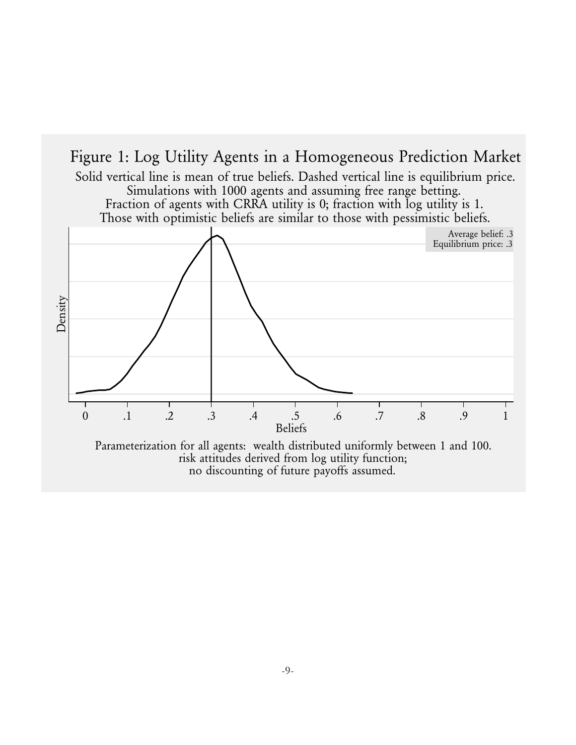Figure 1: Log Utility Agents in a Homogeneous Prediction Market

Solid vertical line is mean of true beliefs. Dashed vertical line is equilibrium price.
Simulations with 1000 agents and assuming free range betting.
Fraction of agents with CRRA utility is 0; fraction with log utility is 1.
Those with optimistic beliefs are similar to those with pessimistic beliefs.

Average belief: .3
Equilibrium price: .3

Density

0 .1 .2 .3 .4 .5 .6 .7 .8 .9 1

Beliefs

Parameterization for all agents: wealth distributed uniformly between 1 and 100.
risk attitudes derived from log utility function;
no discounting of future payoffs assumed.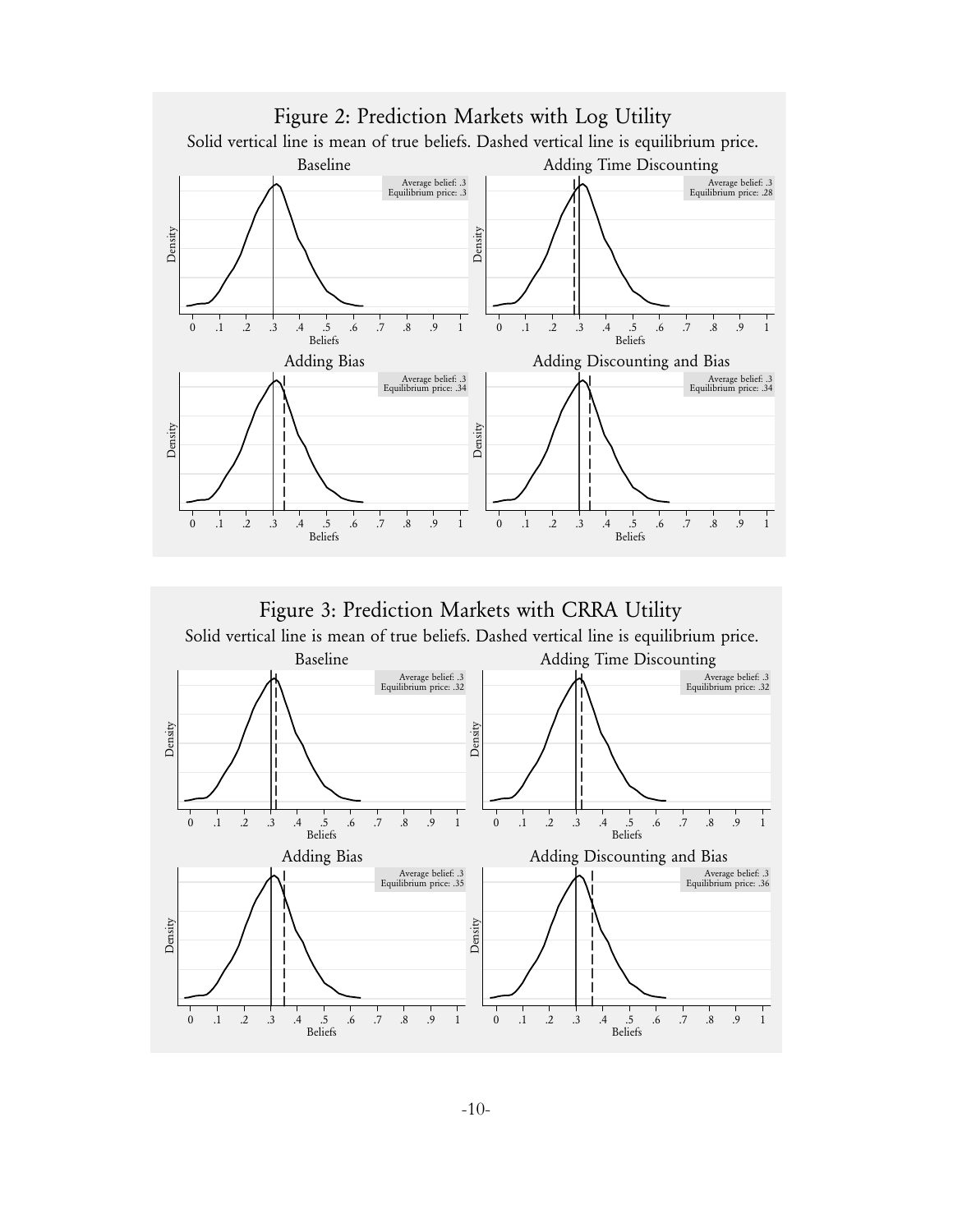## Figure 2: Prediction Markets with Log Utility

Solid vertical line is mean of true beliefs. Dashed vertical line is equilibrium price.

**Baseline** — Average belief: .3; Equilibrium price: .3

**Adding Time Discounting** — Average belief: .3; Equilibrium price: .28

**Adding Bias** — Average belief: .3; Equilibrium price: .34

**Adding Discounting and Bias** — Average belief: .3; Equilibrium price: .34

## Figure 3: Prediction Markets with CRRA Utility

Solid vertical line is mean of true beliefs. Dashed vertical line is equilibrium price.

**Baseline** — Average belief: .3; Equilibrium price: .32

**Adding Time Discounting** — Average belief: .3; Equilibrium price: .32

**Adding Bias** — Average belief: .3; Equilibrium price: .35

**Adding Discounting and Bias** — Average belief: .3; Equilibrium price: .36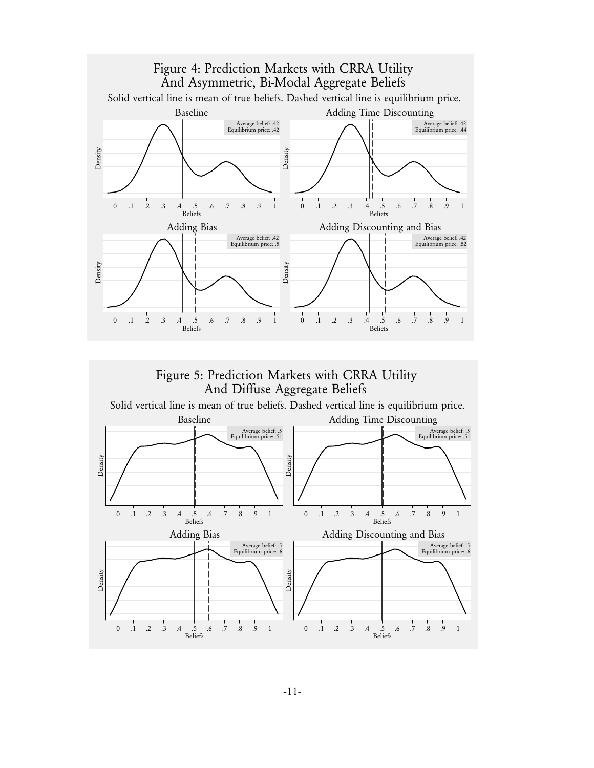# Figure 4: Prediction Markets with CRRA Utility And Asymmetric, Bi-Modal Aggregate Beliefs

Solid vertical line is mean of true beliefs. Dashed vertical line is equilibrium price.

Baseline

Average belief: .42
Equilibrium price: .42

Adding Time Discounting

Average belief: .42
Equilibrium price: .44

Adding Bias

Average belief: .42
Equilibrium price: .5

Adding Discounting and Bias

Average belief: .42
Equilibrium price: .52

Density

Beliefs

0 .1 .2 .3 .4 .5 .6 .7 .8 .9 1

# Figure 5: Prediction Markets with CRRA Utility And Diffuse Aggregate Beliefs

Solid vertical line is mean of true beliefs. Dashed vertical line is equilibrium price.

Baseline

Average belief: .5
Equilibrium price: .51

Adding Time Discounting

Average belief: .5
Equilibrium price: .51

Adding Bias

Average belief: .5
Equilibrium price: .6

Adding Discounting and Bias

Average belief: .5
Equilibrium price: .6

Density

Beliefs

0 .1 .2 .3 .4 .5 .6 .7 .8 .9 1